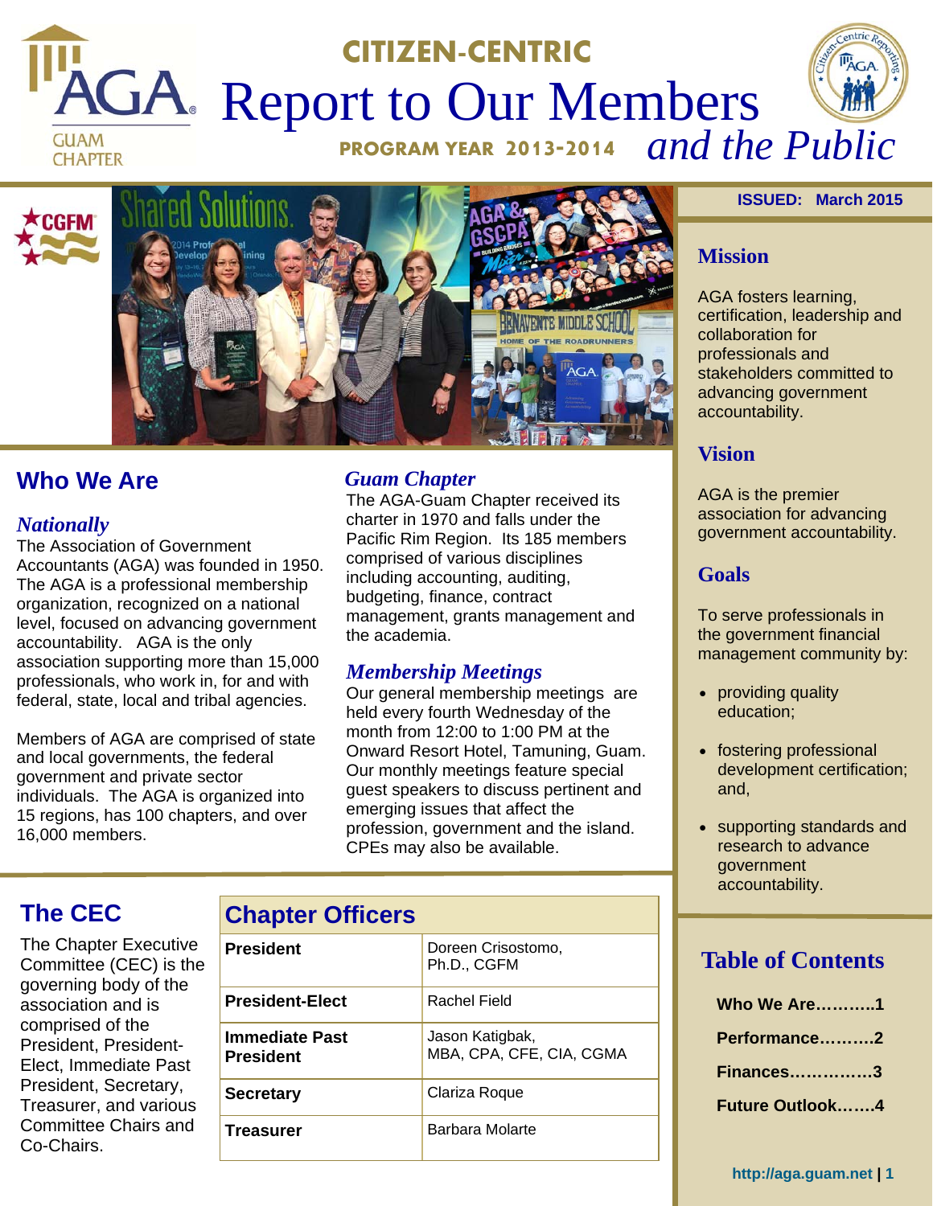# CITIZEN-CENTRIC Report to Our Members and the Public

**PROGRAM YEAR 2013-2014**

**ISSUED: March 2015**

## Mission

AGA fosters learning, certification, leadership and collaboration for professionals and stakeholders committed to advancing government accountability.

## Vision

AGA is the premier association for advancing government accountability.

## Goals

To serve professionals in the government financial management community by:

- providing quality education;
- fostering professional development certification; and,
- supporting standards and research to advance government accountability.

## Table of Contents

**Who We Are...........1**

**Performance..........2**

**Finances..............3**

**Future Outlook.......4**

## Who We Are

### *Nationally*

The Association of Government Accountants (AGA) was founded in 1950. The AGA is a professional membership organization, recognized on a national level, focused on advancing government accountability. AGA is the only association supporting more than 15,000 professionals, who work in, for and with federal, state, local and tribal agencies.

Members of AGA are comprised of state and local governments, the federal government and private sector individuals. The AGA is organized into 15 regions, has 100 chapters, and over 16,000 members.

### *Guam Chapter*

The AGA-Guam Chapter received its charter in 1970 and falls under the Pacific Rim Region. Its 185 members comprised of various disciplines including accounting, auditing, budgeting, finance, contract management, grants management and the academia.

### *Membership Meetings*

Our general membership meetings are held every fourth Wednesday of the month from 12:00 to 1:00 PM at the Onward Resort Hotel, Tamuning, Guam. Our monthly meetings feature special guest speakers to discuss pertinent and emerging issues that affect the profession, government and the island. CPEs may also be available.

## The CEC

The Chapter Executive Committee (CEC) is the governing body of the association and is comprised of the President, President-Elect, Immediate Past President, Secretary, Treasurer, and various Committee Chairs and Co-Chairs.

## Chapter Officers

| Position | Name |
|---|---|
| **President** | Doreen Crisostomo, Ph.D., CGFM |
| **President-Elect** | Rachel Field |
| **Immediate Past President** | Jason Katigbak, MBA, CPA, CFE, CIA, CGMA |
| **Secretary** | Clariza Roque |
| **Treasurer** | Barbara Molarte |

http://aga.guam.net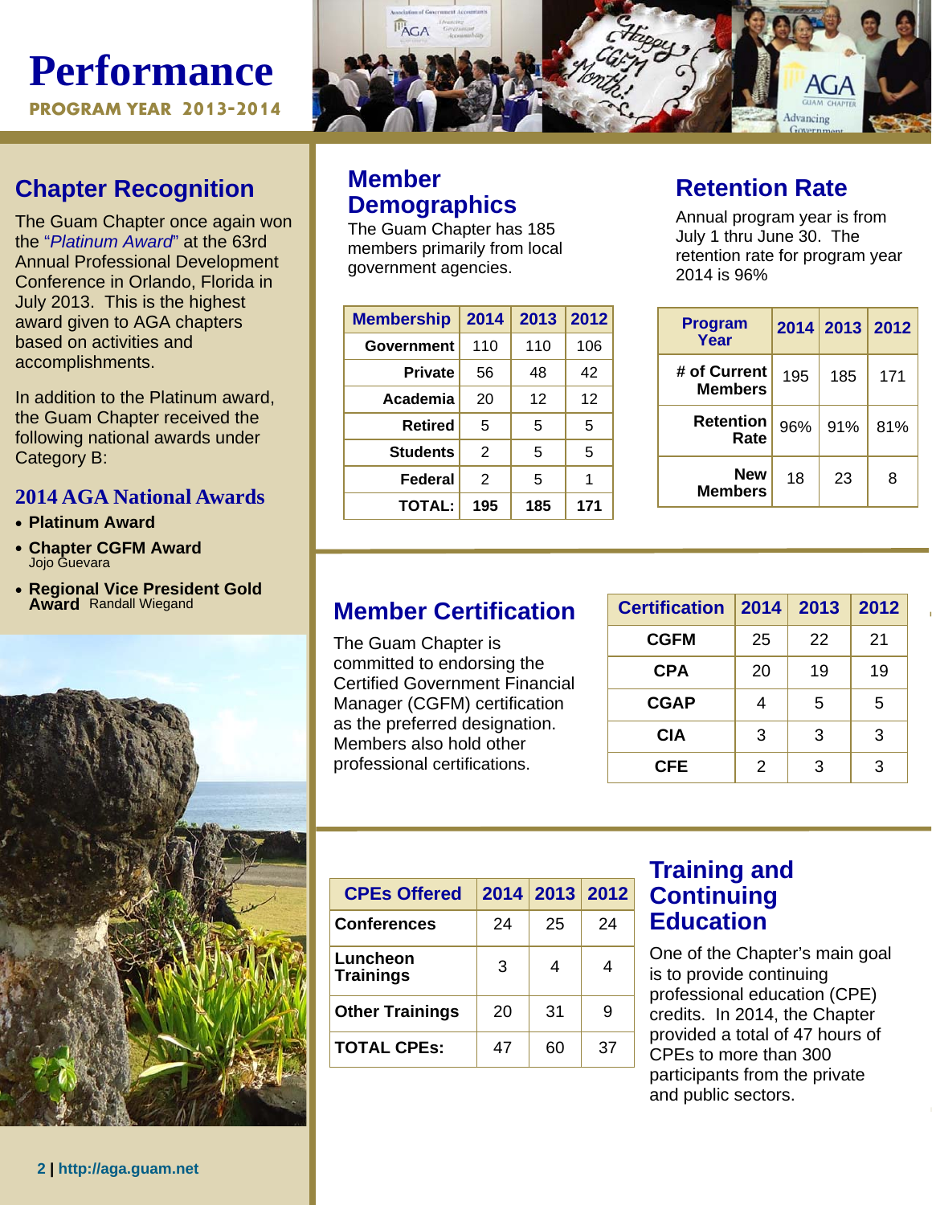# Performance

**PROGRAM YEAR 2013-2014**

## Chapter Recognition

The Guam Chapter once again won the "*Platinum Award*" at the 63rd Annual Professional Development Conference in Orlando, Florida in July 2013. This is the highest award given to AGA chapters based on activities and accomplishments.

In addition to the Platinum award, the Guam Chapter received the following national awards under Category B:

### 2014 AGA National Awards

- **Platinum Award**
- **Chapter CGFM Award** Jojo Guevara
- **Regional Vice President Gold Award** Randall Wiegand

## Member Demographics

The Guam Chapter has 185 members primarily from local government agencies.

| Membership | 2014 | 2013 | 2012 |
|---|---|---|---|
| Government | 110 | 110 | 106 |
| Private | 56 | 48 | 42 |
| Academia | 20 | 12 | 12 |
| Retired | 5 | 5 | 5 |
| Students | 2 | 5 | 5 |
| Federal | 2 | 5 | 1 |
| **TOTAL:** | **195** | **185** | **171** |

## Retention Rate

Annual program year is from July 1 thru June 30. The retention rate for program year 2014 is 96%

| Program Year | 2014 | 2013 | 2012 |
|---|---|---|---|
| # of Current Members | 195 | 185 | 171 |
| Retention Rate | 96% | 91% | 81% |
| New Members | 18 | 23 | 8 |

## Member Certification

The Guam Chapter is committed to endorsing the Certified Government Financial Manager (CGFM) certification as the preferred designation. Members also hold other professional certifications.

| Certification | 2014 | 2013 | 2012 |
|---|---|---|---|
| CGFM | 25 | 22 | 21 |
| CPA | 20 | 19 | 19 |
| CGAP | 4 | 5 | 5 |
| CIA | 3 | 3 | 3 |
| CFE | 2 | 3 | 3 |

## Training and Continuing Education

One of the Chapter's main goal is to provide continuing professional education (CPE) credits. In 2014, the Chapter provided a total of 47 hours of CPEs to more than 300 participants from the private and public sectors.

| CPEs Offered | 2014 | 2013 | 2012 |
|---|---|---|---|
| Conferences | 24 | 25 | 24 |
| Luncheon Trainings | 3 | 4 | 4 |
| Other Trainings | 20 | 31 | 9 |
| **TOTAL CPEs:** | 47 | 60 | 37 |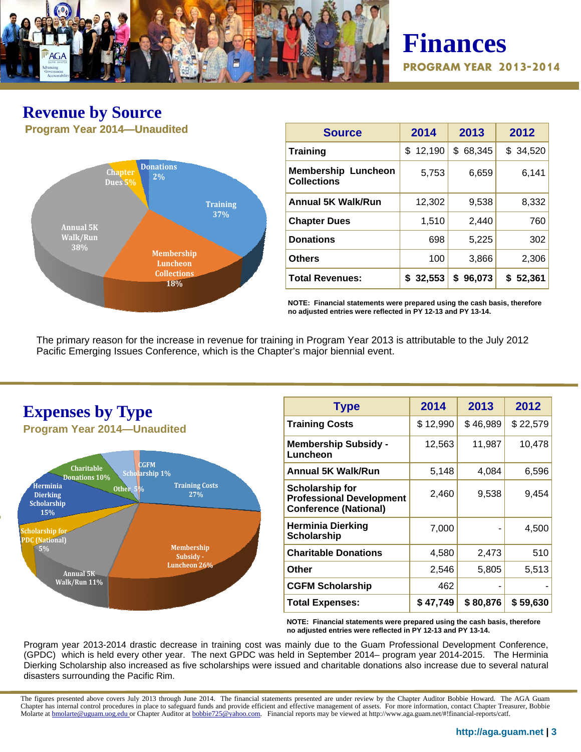# Finances

**PROGRAM YEAR 2013-2014**

## Revenue by Source

**Program Year 2014—Unaudited**

Chapter Dues 5% | Donations 2% | Training 37% | Annual 5K Walk/Run 38% | Membership Luncheon Collections 18%

| Source | 2014 | 2013 | 2012 |
|---|---|---|---|
| Training | $ 12,190 | $ 68,345 | $ 34,520 |
| Membership Luncheon Collections | 5,753 | 6,659 | 6,141 |
| Annual 5K Walk/Run | 12,302 | 9,538 | 8,332 |
| Chapter Dues | 1,510 | 2,440 | 760 |
| Donations | 698 | 5,225 | 302 |
| Others | 100 | 3,866 | 2,306 |
| **Total Revenues:** | **$ 32,553** | **$ 96,073** | **$ 52,361** |

**NOTE: Financial statements were prepared using the cash basis, therefore no adjusted entries were reflected in PY 12-13 and PY 13-14.**

The primary reason for the increase in revenue for training in Program Year 2013 is attributable to the July 2012 Pacific Emerging Issues Conference, which is the Chapter's major biennial event.

## Expenses by Type

**Program Year 2014—Unaudited**

Charitable Donations 10% | CGFM Scholarship 1% | Other 5% | Training Costs 27% | Herminia Dierking Scholarship 15% | Scholarship for PDC (National) 5% | Annual 5K Walk/Run 11% | Membership Subsidy - Luncheon 26%

| Type | 2014 | 2013 | 2012 |
|---|---|---|---|
| Training Costs | $ 12,990 | $ 46,989 | $ 22,579 |
| Membership Subsidy - Luncheon | 12,563 | 11,987 | 10,478 |
| Annual 5K Walk/Run | 5,148 | 4,084 | 6,596 |
| Scholarship for Professional Development Conference (National) | 2,460 | 9,538 | 9,454 |
| Herminia Dierking Scholarship | 7,000 | - | 4,500 |
| Charitable Donations | 4,580 | 2,473 | 510 |
| Other | 2,546 | 5,805 | 5,513 |
| CGFM Scholarship | 462 | - | - |
| **Total Expenses:** | **$ 47,749** | **$ 80,876** | **$ 59,630** |

**NOTE: Financial statements were prepared using the cash basis, therefore no adjusted entries were reflected in PY 12-13 and PY 13-14.**

Program year 2013-2014 drastic decrease in training cost was mainly due to the Guam Professional Development Conference, (GPDC) which is held every other year. The next GPDC was held in September 2014– program year 2014-2015. The Herminia Dierking Scholarship also increased as five scholarships were issued and charitable donations also increase due to several natural disasters surrounding the Pacific Rim.

The figures presented above covers July 2013 through June 2014. The financial statements presented are under review by the Chapter Auditor Bobbie Howard. The AGA Guam Chapter has internal control procedures in place to safeguard funds and provide efficient and effective management of assets. For more information, contact Chapter Treasurer, Bobbie Molarte at bmolarte@uguam.uog.edu or Chapter Auditor at bobbie725@yahoo.com. Financial reports may be viewed at http://www.aga.guam.net/#!financial-reports/catf.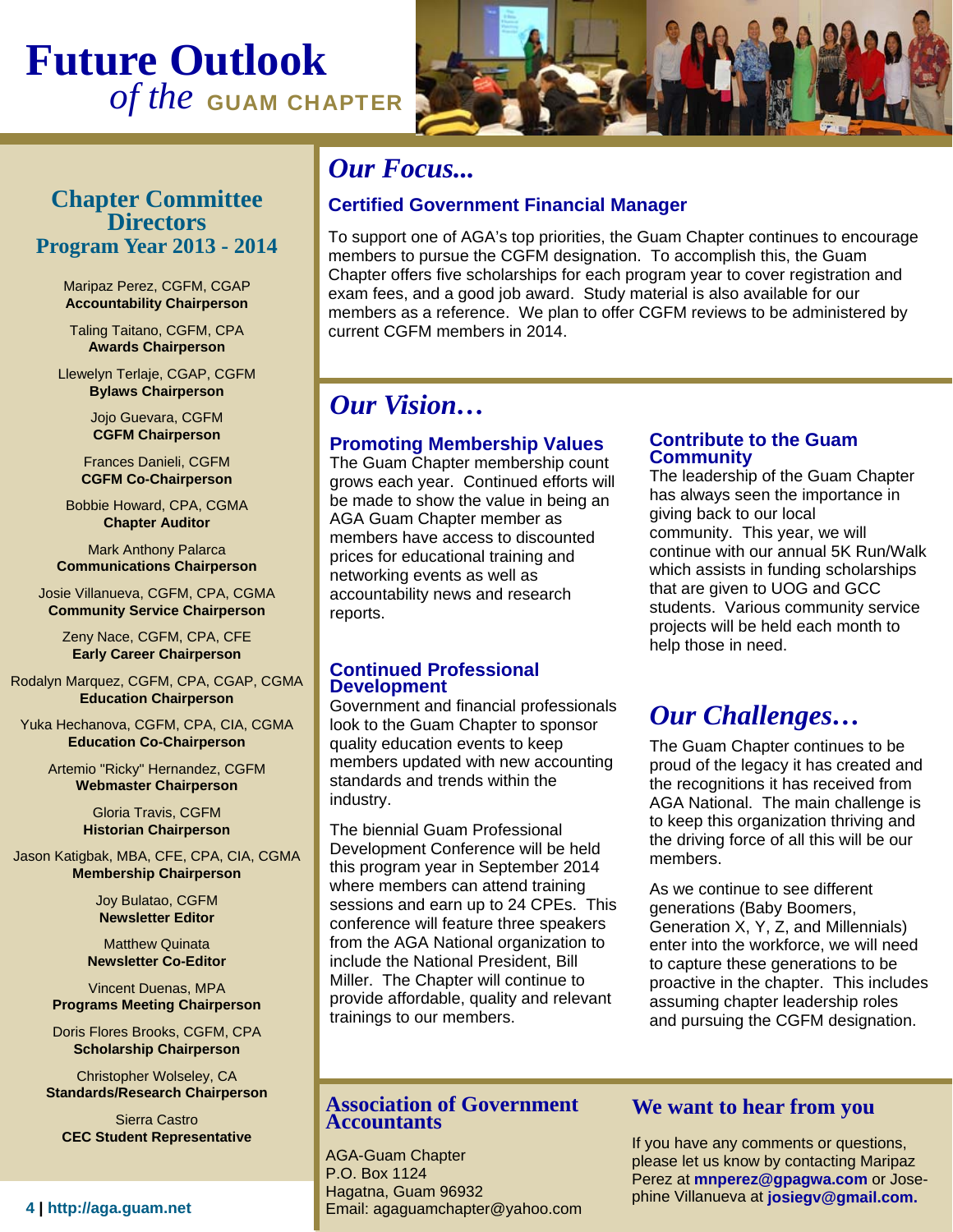# Future Outlook *of the* GUAM CHAPTER

## Chapter Committee Directors Program Year 2013 - 2014

Maripaz Perez, CGFM, CGAP
**Accountability Chairperson**

Taling Taitano, CGFM, CPA
**Awards Chairperson**

Llewelyn Terlaje, CGAP, CGFM
**Bylaws Chairperson**

Jojo Guevara, CGFM
**CGFM Chairperson**

Frances Danieli, CGFM
**CGFM Co-Chairperson**

Bobbie Howard, CPA, CGMA
**Chapter Auditor**

Mark Anthony Palarca
**Communications Chairperson**

Josie Villanueva, CGFM, CPA, CGMA
**Community Service Chairperson**

Zeny Nace, CGFM, CPA, CFE
**Early Career Chairperson**

Rodalyn Marquez, CGFM, CPA, CGAP, CGMA
**Education Chairperson**

Yuka Hechanova, CGFM, CPA, CIA, CGMA
**Education Co-Chairperson**

Artemio "Ricky" Hernandez, CGFM
**Webmaster Chairperson**

Gloria Travis, CGFM
**Historian Chairperson**

Jason Katigbak, MBA, CFE, CPA, CIA, CGMA
**Membership Chairperson**

Joy Bulatao, CGFM
**Newsletter Editor**

Matthew Quinata
**Newsletter Co-Editor**

Vincent Duenas, MPA
**Programs Meeting Chairperson**

Doris Flores Brooks, CGFM, CPA
**Scholarship Chairperson**

Christopher Wolseley, CA
**Standards/Research Chairperson**

Sierra Castro
**CEC Student Representative**

## *Our Focus...*

### Certified Government Financial Manager

To support one of AGA's top priorities, the Guam Chapter continues to encourage members to pursue the CGFM designation. To accomplish this, the Guam Chapter offers five scholarships for each program year to cover registration and exam fees, and a good job award. Study material is also available for our members as a reference. We plan to offer CGFM reviews to be administered by current CGFM members in 2014.

## *Our Vision…*

### Promoting Membership Values

The Guam Chapter membership count grows each year. Continued efforts will be made to show the value in being an AGA Guam Chapter member as members have access to discounted prices for educational training and networking events as well as accountability news and research reports.

### Continued Professional Development

Government and financial professionals look to the Guam Chapter to sponsor quality education events to keep members updated with new accounting standards and trends within the industry.

The biennial Guam Professional Development Conference will be held this program year in September 2014 where members can attend training sessions and earn up to 24 CPEs. This conference will feature three speakers from the AGA National organization to include the National President, Bill Miller. The Chapter will continue to provide affordable, quality and relevant trainings to our members.

### Contribute to the Guam Community

The leadership of the Guam Chapter has always seen the importance in giving back to our local community. This year, we will continue with our annual 5K Run/Walk which assists in funding scholarships that are given to UOG and GCC students. Various community service projects will be held each month to help those in need.

## *Our Challenges…*

The Guam Chapter continues to be proud of the legacy it has created and the recognitions it has received from AGA National. The main challenge is to keep this organization thriving and the driving force of all this will be our members.

As we continue to see different generations (Baby Boomers, Generation X, Y, Z, and Millennials) enter into the workforce, we will need to capture these generations to be proactive in the chapter. This includes assuming chapter leadership roles and pursuing the CGFM designation.

## Association of Government Accountants

AGA-Guam Chapter
P.O. Box 1124
Hagatna, Guam 96932
Email: agaguamchapter@yahoo.com

## We want to hear from you

If you have any comments or questions, please let us know by contacting Maripaz Perez at **mnperez@gpagwa.com** or Josephine Villanueva at **josiegv@gmail.com.**

**http://aga.guam.net**